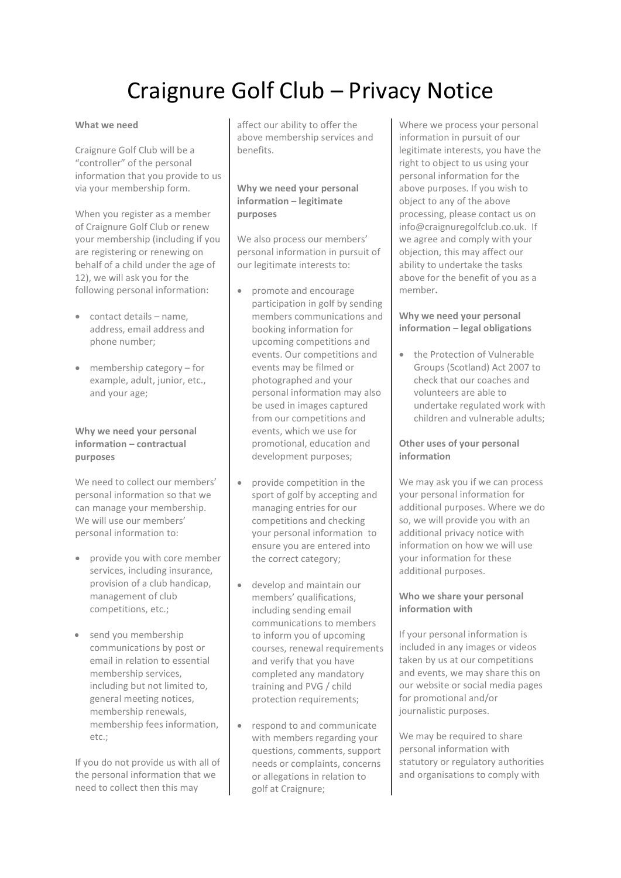# Craignure Golf Club – Privacy Notice

**What we need**

Craignure Golf Club will be a "controller" of the personal information that you provide to us via your membership form.

When you register as a member of Craignure Golf Club or renew your membership (including if you are registering or renewing on behalf of a child under the age of 12), we will ask you for the following personal information:

- contact details – name, address, email address and phone number;
- membership category – for example, adult, junior, etc., and your age;

**Why we need your personal information – contractual purposes**

We need to collect our members' personal information so that we can manage your membership. We will use our members' personal information to:

- provide you with core member services, including insurance, provision of a club handicap, management of club competitions, etc.;
- send you membership communications by post or email in relation to essential membership services, including but not limited to, general meeting notices, membership renewals, membership fees information, etc.;

If you do not provide us with all of the personal information that we need to collect then this may affect our ability to offer the above membership services and benefits.

**Why we need your personal information – legitimate purposes**

We also process our members' personal information in pursuit of our legitimate interests to:

- promote and encourage participation in golf by sending members communications and booking information for upcoming competitions and events. Our competitions and events may be filmed or photographed and your personal information may also be used in images captured from our competitions and events, which we use for promotional, education and development purposes;
- provide competition in the sport of golf by accepting and managing entries for our competitions and checking your personal information to ensure you are entered into the correct category;
- develop and maintain our members' qualifications, including sending email communications to members to inform you of upcoming courses, renewal requirements and verify that you have completed any mandatory training and PVG / child protection requirements;
- respond to and communicate with members regarding your questions, comments, support needs or complaints, concerns or allegations in relation to golf at Craignure;

Where we process your personal information in pursuit of our legitimate interests, you have the right to object to us using your personal information for the above purposes. If you wish to object to any of the above processing, please contact us on info@craignuregolfclub.co.uk. If we agree and comply with your objection, this may affect our ability to undertake the tasks above for the benefit of you as a member**.**

**Why we need your personal information – legal obligations**

- the Protection of Vulnerable Groups (Scotland) Act 2007 to check that our coaches and volunteers are able to undertake regulated work with children and vulnerable adults;

**Other uses of your personal information**

We may ask you if we can process your personal information for additional purposes. Where we do so, we will provide you with an additional privacy notice with information on how we will use your information for these additional purposes.

**Who we share your personal information with**

If your personal information is included in any images or videos taken by us at our competitions and events, we may share this on our website or social media pages for promotional and/or journalistic purposes.

We may be required to share personal information with statutory or regulatory authorities and organisations to comply with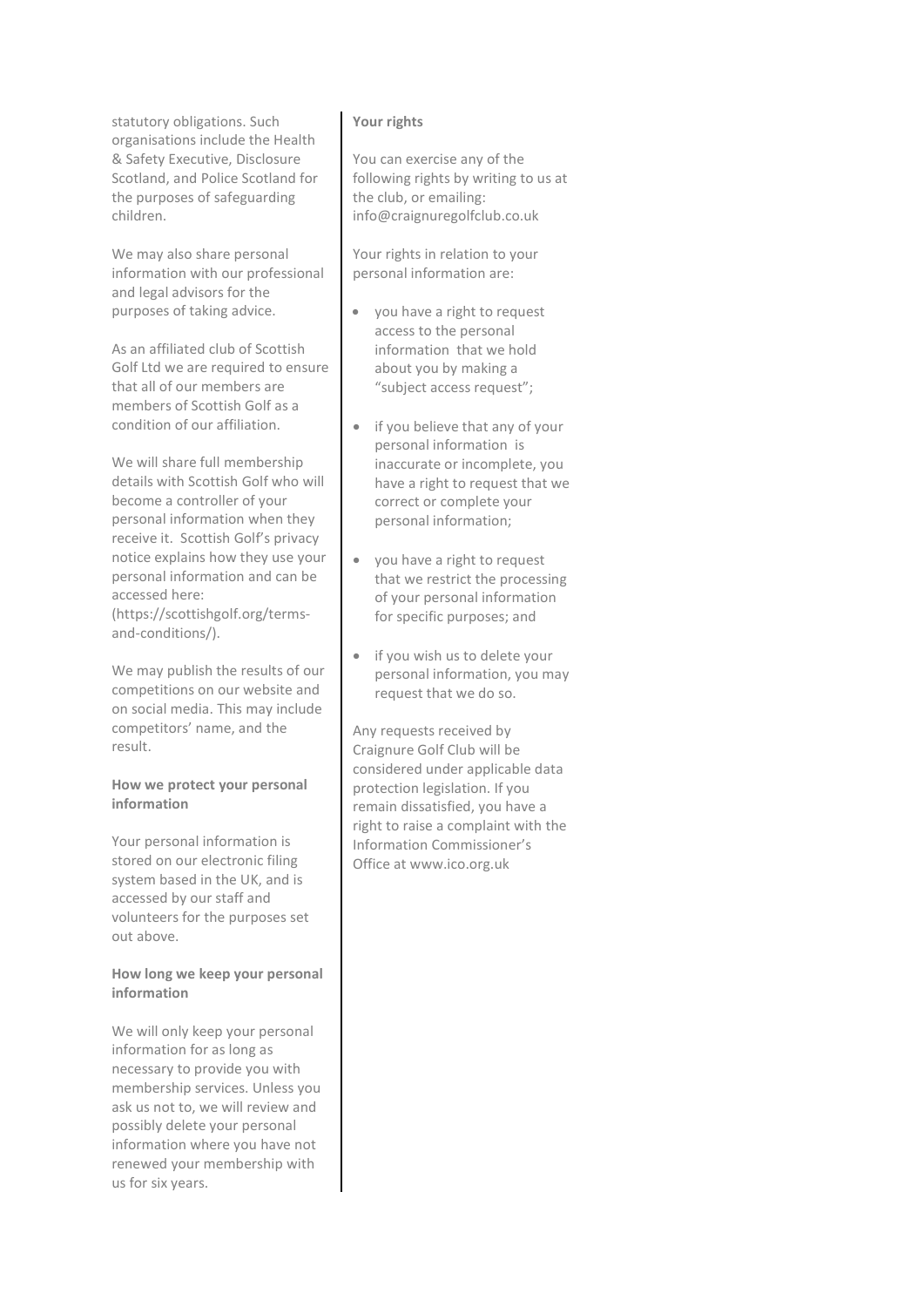statutory obligations. Such organisations include the Health & Safety Executive, Disclosure Scotland, and Police Scotland for the purposes of safeguarding children.

We may also share personal information with our professional and legal advisors for the purposes of taking advice.

As an affiliated club of Scottish Golf Ltd we are required to ensure that all of our members are members of Scottish Golf as a condition of our affiliation.

We will share full membership details with Scottish Golf who will become a controller of your personal information when they receive it. Scottish Golf's privacy notice explains how they use your personal information and can be accessed here: (https://scottishgolf.org/terms-and-conditions/).

We may publish the results of our competitions on our website and on social media. This may include competitors' name, and the result.

**How we protect your personal information**

Your personal information is stored on our electronic filing system based in the UK, and is accessed by our staff and volunteers for the purposes set out above.

**How long we keep your personal information**

We will only keep your personal information for as long as necessary to provide you with membership services. Unless you ask us not to, we will review and possibly delete your personal information where you have not renewed your membership with us for six years.

**Your rights**

You can exercise any of the following rights by writing to us at the club, or emailing: info@craignuregolfclub.co.uk

Your rights in relation to your personal information are:

- you have a right to request access to the personal information that we hold about you by making a "subject access request";
- if you believe that any of your personal information is inaccurate or incomplete, you have a right to request that we correct or complete your personal information;
- you have a right to request that we restrict the processing of your personal information for specific purposes; and
- if you wish us to delete your personal information, you may request that we do so.

Any requests received by Craignure Golf Club will be considered under applicable data protection legislation. If you remain dissatisfied, you have a right to raise a complaint with the Information Commissioner's Office at www.ico.org.uk